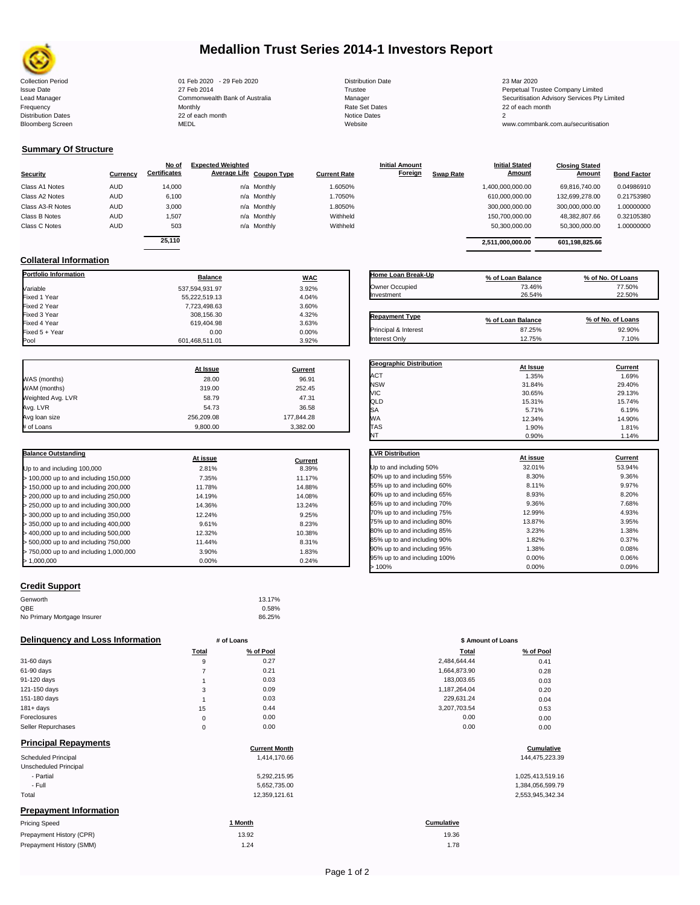# Medallion Trust Series 2014-1 Investors Report

| | | | |
|---|---|---|---|
| Collection Period | 01 Feb 2020 - 29 Feb 2020 | Distribution Date | 23 Mar 2020 |
| Issue Date | 27 Feb 2014 | Trustee | Perpetual Trustee Company Limited |
| Lead Manager | Commonwealth Bank of Australia | Manager | Securitisation Advisory Services Pty Limited |
| Frequency | Monthly | Rate Set Dates | 22 of each month |
| Distribution Dates | 22 of each month | Notice Dates | 2 |
| Bloomberg Screen | MEDL | Website | www.commbank.com.au/securitisation |

## Summary Of Structure

| Security | Currency | No of Certificates | Expected Weighted Average Life | Coupon Type | Current Rate | Initial Amount Foreign | Swap Rate | Initial Stated Amount | Closing Stated Amount | Bond Factor |
|---|---|---|---|---|---|---|---|---|---|---|
| Class A1 Notes | AUD | 14,000 | n/a | Monthly | 1.6050% | | | 1,400,000,000.00 | 69,816,740.00 | 0.04986910 |
| Class A2 Notes | AUD | 6,100 | n/a | Monthly | 1.7050% | | | 610,000,000.00 | 132,699,278.00 | 0.21753980 |
| Class A3-R Notes | AUD | 3,000 | n/a | Monthly | 1.8050% | | | 300,000,000.00 | 300,000,000.00 | 1.00000000 |
| Class B Notes | AUD | 1,507 | n/a | Monthly | Withheld | | | 150,700,000.00 | 48,382,807.66 | 0.32105380 |
| Class C Notes | AUD | 503 | n/a | Monthly | Withheld | | | 50,300,000.00 | 50,300,000.00 | 1.00000000 |
| | | 25,110 | | | | | | 2,511,000,000.00 | 601,198,825.66 | |

## Collateral Information

| Portfolio Information | Balance | WAC |
|---|---|---|
| Variable | 537,594,931.97 | 3.92% |
| Fixed 1 Year | 55,222,519.13 | 4.04% |
| Fixed 2 Year | 7,723,498.63 | 3.60% |
| Fixed 3 Year | 308,156.30 | 4.32% |
| Fixed 4 Year | 619,404.98 | 3.63% |
| Fixed 5 + Year | 0.00 | 0.00% |
| Pool | 601,468,511.01 | 3.92% |

| Home Loan Break-Up | % of Loan Balance | % of No. Of Loans |
|---|---|---|
| Owner Occupied | 73.46% | 77.50% |
| Investment | 26.54% | 22.50% |

| Repayment Type | % of Loan Balance | % of No. of Loans |
|---|---|---|
| Principal & Interest | 87.25% | 92.90% |
| Interest Only | 12.75% | 7.10% |

| | At Issue | Current |
|---|---|---|
| WAS (months) | 28.00 | 96.91 |
| WAM (months) | 319.00 | 252.45 |
| Weighted Avg. LVR | 58.79 | 47.31 |
| Avg. LVR | 54.73 | 36.58 |
| Avg loan size | 256,209.08 | 177,844.28 |
| # of Loans | 9,800.00 | 3,382.00 |

| Geographic Distribution | At Issue | Current |
|---|---|---|
| ACT | 1.35% | 1.69% |
| NSW | 31.84% | 29.40% |
| VIC | 30.65% | 29.13% |
| QLD | 15.31% | 15.74% |
| SA | 5.71% | 6.19% |
| WA | 12.34% | 14.90% |
| TAS | 1.90% | 1.81% |
| NT | 0.90% | 1.14% |

| Balance Outstanding | At issue | Current |
|---|---|---|
| Up to and including 100,000 | 2.81% | 8.39% |
| > 100,000 up to and including 150,000 | 7.35% | 11.17% |
| > 150,000 up to and including 200,000 | 11.78% | 14.88% |
| > 200,000 up to and including 250,000 | 14.19% | 14.08% |
| > 250,000 up to and including 300,000 | 14.36% | 13.24% |
| > 300,000 up to and including 350,000 | 12.24% | 9.25% |
| > 350,000 up to and including 400,000 | 9.61% | 8.23% |
| > 400,000 up to and including 500,000 | 12.32% | 10.38% |
| > 500,000 up to and including 750,000 | 11.44% | 8.31% |
| > 750,000 up to and including 1,000,000 | 3.90% | 1.83% |
| > 1,000,000 | 0.00% | 0.24% |

| LVR Distribution | At issue | Current |
|---|---|---|
| Up to and including 50% | 32.01% | 53.94% |
| 50% up to and including 55% | 8.30% | 9.36% |
| 55% up to and including 60% | 8.11% | 9.97% |
| 60% up to and including 65% | 8.93% | 8.20% |
| 65% up to and including 70% | 9.36% | 7.68% |
| 70% up to and including 75% | 12.99% | 4.93% |
| 75% up to and including 80% | 13.87% | 3.95% |
| 80% up to and including 85% | 3.23% | 1.38% |
| 85% up to and including 90% | 1.82% | 0.37% |
| 90% up to and including 95% | 1.38% | 0.08% |
| 95% up to and including 100% | 0.00% | 0.06% |
| > 100% | 0.00% | 0.09% |

## Credit Support

| | |
|---|---|
| Genworth | 13.17% |
| QBE | 0.58% |
| No Primary Mortgage Insurer | 86.25% |

## Delinquency and Loss Information

| | # of Loans Total | # of Loans % of Pool | $ Amount of Loans Total | $ Amount of Loans % of Pool |
|---|---|---|---|---|
| 31-60 days | 9 | 0.27 | 2,484,644.44 | 0.41 |
| 61-90 days | 7 | 0.21 | 1,664,873.90 | 0.28 |
| 91-120 days | 1 | 0.03 | 183,003.65 | 0.03 |
| 121-150 days | 3 | 0.09 | 1,187,264.04 | 0.20 |
| 151-180 days | 1 | 0.03 | 229,631.24 | 0.04 |
| 181+ days | 15 | 0.44 | 3,207,703.54 | 0.53 |
| Foreclosures | 0 | 0.00 | 0.00 | 0.00 |
| Seller Repurchases | 0 | 0.00 | 0.00 | 0.00 |

## Principal Repayments

| | Current Month | Cumulative |
|---|---|---|
| Scheduled Principal | 1,414,170.66 | 144,475,223.39 |
| Unscheduled Principal | | |
| - Partial | 5,292,215.95 | 1,025,413,519.16 |
| - Full | 5,652,735.00 | 1,384,056,599.79 |
| Total | 12,359,121.61 | 2,553,945,342.34 |

## Prepayment Information

| Pricing Speed | 1 Month | Cumulative |
|---|---|---|
| Prepayment History (CPR) | 13.92 | 19.36 |
| Prepayment History (SMM) | 1.24 | 1.78 |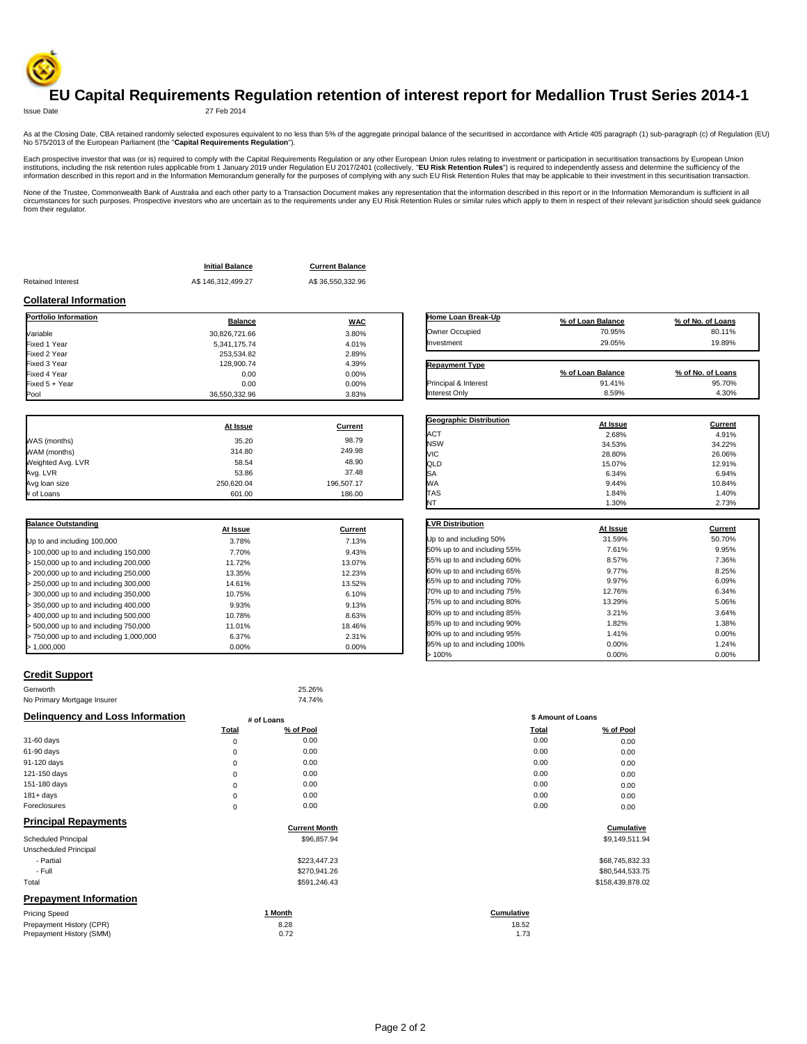# EU Capital Requirements Regulation retention of interest report for Medallion Trust Series 2014-1

Issue Date 27 Feb 2014

As at the Closing Date, CBA retained randomly selected exposures equivalent to no less than 5% of the aggregate principal balance of the securitised in accordance with Article 405 paragraph (1) sub-paragraph (c) of Regulation (EU) No 575/2013 of the European Parliament (the "**Capital Requirements Regulation**").

Each prospective investor that was (or is) required to comply with the Capital Requirements Regulation or any other European Union rules relating to investment or participation in securitisation transactions by European Union institutions, including the risk retention rules applicable from 1 January 2019 under Regulation EU 2017/2401 (collectively, "**EU Risk Retention Rules**") is required to independently assess and determine the sufficiency of the information described in this report and in the Information Memorandum generally for the purposes of complying with any such EU Risk Retention Rules that may be applicable to their investment in this securitisation transaction.

None of the Trustee, Commonwealth Bank of Australia and each other party to a Transaction Document makes any representation that the information described in this report or in the Information Memorandum is sufficient in all circumstances for such purposes. Prospective investors who are uncertain as to the requirements under any EU Risk Retention Rules or similar rules which apply to them in respect of their relevant jurisdiction should seek guidance from their regulator.

| | Initial Balance | Current Balance |
|---|---|---|
| Retained Interest | A$ 146,312,499.27 | A$ 36,550,332.96 |

## Collateral Information

| Portfolio Information | Balance | WAC |
|---|---|---|
| Variable | 30,826,721.66 | 3.80% |
| Fixed 1 Year | 5,341,175.74 | 4.01% |
| Fixed 2 Year | 253,534.82 | 2.89% |
| Fixed 3 Year | 128,900.74 | 4.39% |
| Fixed 4 Year | 0.00 | 0.00% |
| Fixed 5 + Year | 0.00 | 0.00% |
| Pool | 36,550,332.96 | 3.83% |

| Home Loan Break-Up | % of Loan Balance | % of No. of Loans |
|---|---|---|
| Owner Occupied | 70.95% | 80.11% |
| Investment | 29.05% | 19.89% |

| Repayment Type | % of Loan Balance | % of No. of Loans |
|---|---|---|
| Principal & Interest | 91.41% | 95.70% |
| Interest Only | 8.59% | 4.30% |

| | At Issue | Current |
|---|---|---|
| WAS (months) | 35.20 | 98.79 |
| WAM (months) | 314.80 | 249.98 |
| Weighted Avg. LVR | 58.54 | 48.90 |
| Avg. LVR | 53.86 | 37.48 |
| Avg loan size | 250,620.04 | 196,507.17 |
| # of Loans | 601.00 | 186.00 |

| Geographic Distribution | At Issue | Current |
|---|---|---|
| ACT | 2.68% | 4.91% |
| NSW | 34.53% | 34.22% |
| VIC | 28.80% | 26.06% |
| QLD | 15.07% | 12.91% |
| SA | 6.34% | 6.94% |
| WA | 9.44% | 10.84% |
| TAS | 1.84% | 1.40% |
| NT | 1.30% | 2.73% |

| Balance Outstanding | At Issue | Current |
|---|---|---|
| Up to and including 100,000 | 3.78% | 7.13% |
| > 100,000 up to and including 150,000 | 7.70% | 9.43% |
| > 150,000 up to and including 200,000 | 11.72% | 13.07% |
| > 200,000 up to and including 250,000 | 13.35% | 12.23% |
| > 250,000 up to and including 300,000 | 14.61% | 13.52% |
| > 300,000 up to and including 350,000 | 10.75% | 6.10% |
| > 350,000 up to and including 400,000 | 9.93% | 9.13% |
| > 400,000 up to and including 500,000 | 10.78% | 8.63% |
| > 500,000 up to and including 750,000 | 11.01% | 18.46% |
| > 750,000 up to and including 1,000,000 | 6.37% | 2.31% |
| > 1,000,000 | 0.00% | 0.00% |

| LVR Distribution | At Issue | Current |
|---|---|---|
| Up to and including 50% | 31.59% | 50.70% |
| 50% up to and including 55% | 7.61% | 9.95% |
| 55% up to and including 60% | 8.57% | 7.36% |
| 60% up to and including 65% | 9.77% | 8.25% |
| 65% up to and including 70% | 9.97% | 6.09% |
| 70% up to and including 75% | 12.76% | 6.34% |
| 75% up to and including 80% | 13.29% | 5.06% |
| 80% up to and including 85% | 3.21% | 3.64% |
| 85% up to and including 90% | 1.82% | 1.38% |
| 90% up to and including 95% | 1.41% | 0.00% |
| 95% up to and including 100% | 0.00% | 1.24% |
| > 100% | 0.00% | 0.00% |

## Credit Support

| | |
|---|---|
| Genworth | 25.26% |
| No Primary Mortgage Insurer | 74.74% |

## Delinquency and Loss Information

| | # of Loans | | $ Amount of Loans | |
|---|---|---|---|---|
| | Total | % of Pool | Total | % of Pool |
| 31-60 days | 0 | 0.00 | 0.00 | 0.00 |
| 61-90 days | 0 | 0.00 | 0.00 | 0.00 |
| 91-120 days | 0 | 0.00 | 0.00 | 0.00 |
| 121-150 days | 0 | 0.00 | 0.00 | 0.00 |
| 151-180 days | 0 | 0.00 | 0.00 | 0.00 |
| 181+ days | 0 | 0.00 | 0.00 | 0.00 |
| Foreclosures | 0 | 0.00 | 0.00 | 0.00 |

## Principal Repayments

| | Current Month | Cumulative |
|---|---|---|
| Scheduled Principal | $96,857.94 | $9,149,511.94 |
| Unscheduled Principal | | |
| - Partial | $223,447.23 | $68,745,832.33 |
| - Full | $270,941.26 | $80,544,533.75 |
| Total | $591,246.43 | $158,439,878.02 |

## Prepayment Information

| Pricing Speed | 1 Month | Cumulative |
|---|---|---|
| Prepayment History (CPR) | 8.28 | 18.52 |
| Prepayment History (SMM) | 0.72 | 1.73 |